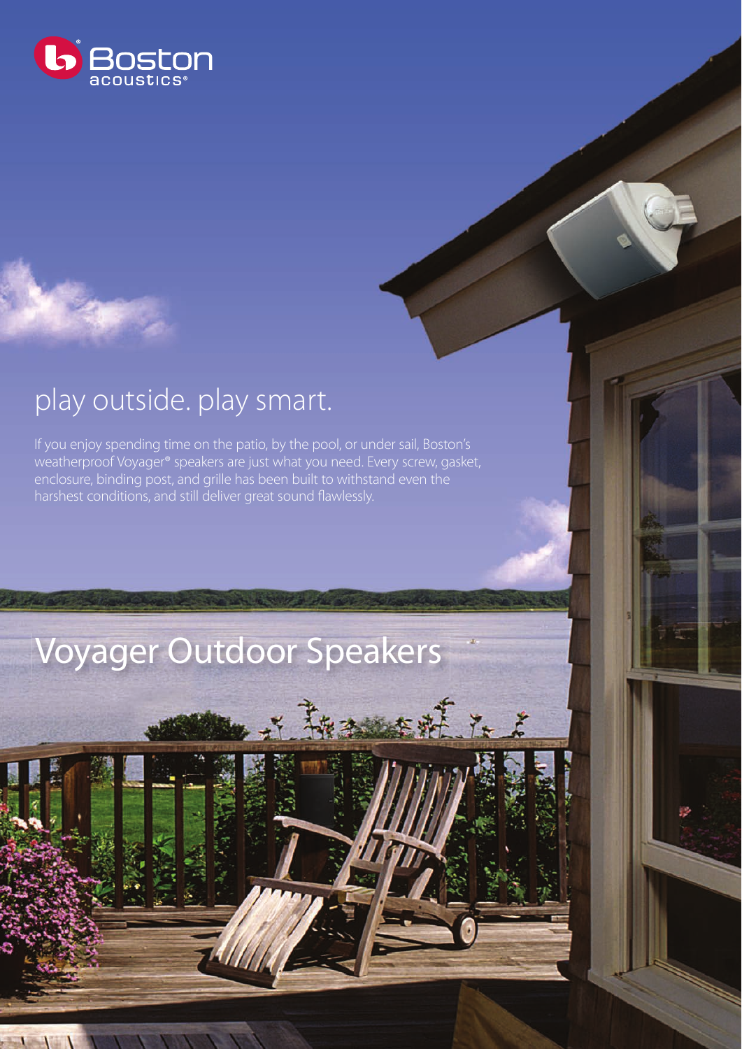Boston acoustics®

## play outside. play smart.

If you enjoy spending time on the patio, by the pool, or under sail, Boston's weatherproof Voyager® speakers are just what you need. Every screw, gasket, enclosure, binding post, and grille has been built to withstand even the harshest conditions, and still deliver great sound flawlessly.

# Voyager Outdoor Speakers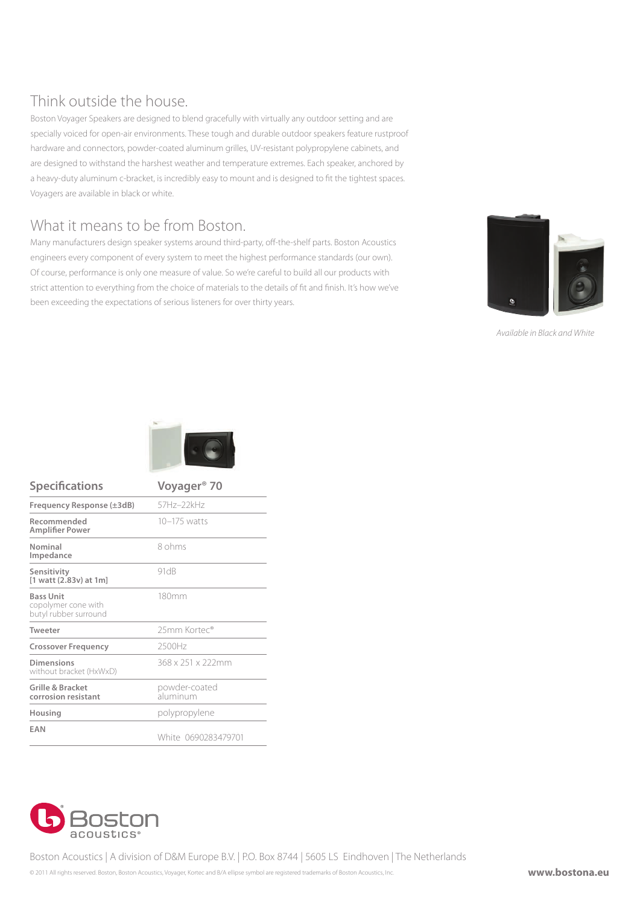## Think outside the house.

Boston Voyager Speakers are designed to blend gracefully with virtually any outdoor setting and are specially voiced for open-air environments. These tough and durable outdoor speakers feature rustproof hardware and connectors, powder-coated aluminum grilles, UV-resistant polypropylene cabinets, and are designed to withstand the harshest weather and temperature extremes. Each speaker, anchored by a heavy-duty aluminum c-bracket, is incredibly easy to mount and is designed to fit the tightest spaces. Voyagers are available in black or white.

## What it means to be from Boston.

Many manufacturers design speaker systems around third-party, off-the-shelf parts. Boston Acoustics engineers every component of every system to meet the highest performance standards (our own). Of course, performance is only one measure of value. So we're careful to build all our products with strict attention to everything from the choice of materials to the details of fit and finish. It's how we've been exceeding the expectations of serious listeners for over thirty years.

*Available in Black and White*

| Specifications | Voyager® 70 |
|---|---|
| **Frequency Response (±3dB)** | 57Hz–22kHz |
| **Recommended Amplifier Power** | 10–175 watts |
| **Nominal Impedance** | 8 ohms |
| **Sensitivity [1 watt (2.83v) at 1m]** | 91dB |
| **Bass Unit** copolymer cone with butyl rubber surround | 180mm |
| **Tweeter** | 25mm Kortec® |
| **Crossover Frequency** | 2500Hz |
| **Dimensions** without bracket (HxWxD) | 368 x 251 x 222mm |
| **Grille & Bracket corrosion resistant** | powder-coated aluminum |
| **Housing** | polypropylene |
| **EAN** | White 0690283479701 |

Boston acoustics®

Boston Acoustics | A division of D&M Europe B.V. | P.O. Box 8744 | 5605 LS Eindhoven | The Netherlands

© 2011 All rights reserved. Boston, Boston Acoustics, Voyager, Kortec and B/A ellipse symbol are registered trademarks of Boston Acoustics, Inc.

**www.bostona.eu**